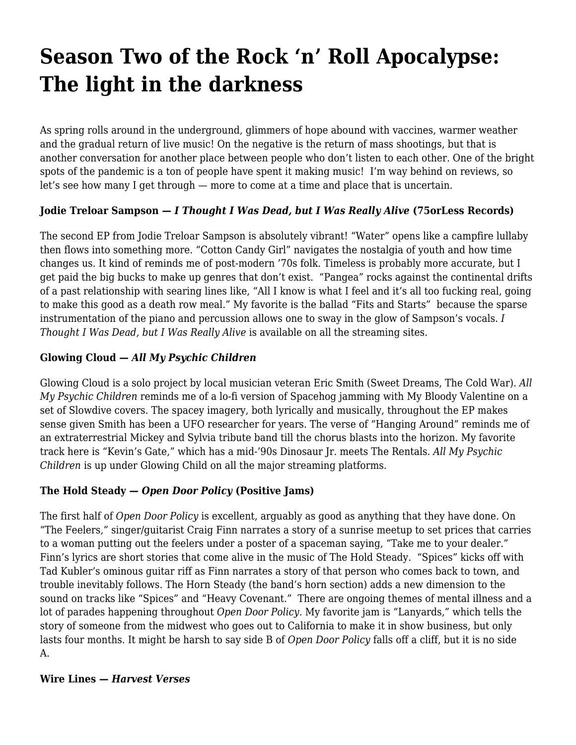# Season Two of the Rock 'n' Roll Apocalypse: The light in the darkness

As spring rolls around in the underground, glimmers of hope abound with vaccines, warmer weather and the gradual return of live music! On the negative is the return of mass shootings, but that is another conversation for another place between people who don't listen to each other. One of the bright spots of the pandemic is a ton of people have spent it making music! I'm way behind on reviews, so let's see how many I get through — more to come at a time and place that is uncertain.

**Jodie Treloar Sampson — *I Thought I Was Dead, but I Was Really Alive* (75orLess Records)**

The second EP from Jodie Treloar Sampson is absolutely vibrant! "Water" opens like a campfire lullaby then flows into something more. "Cotton Candy Girl" navigates the nostalgia of youth and how time changes us. It kind of reminds me of post-modern '70s folk. Timeless is probably more accurate, but I get paid the big bucks to make up genres that don't exist. "Pangea" rocks against the continental drifts of a past relationship with searing lines like, "All I know is what I feel and it's all too fucking real, going to make this good as a death row meal." My favorite is the ballad "Fits and Starts" because the sparse instrumentation of the piano and percussion allows one to sway in the glow of Sampson's vocals. *I Thought I Was Dead, but I Was Really Alive* is available on all the streaming sites.

**Glowing Cloud — *All My Psychic Children***

Glowing Cloud is a solo project by local musician veteran Eric Smith (Sweet Dreams, The Cold War). *All My Psychic Children* reminds me of a lo-fi version of Spacehog jamming with My Bloody Valentine on a set of Slowdive covers. The spacey imagery, both lyrically and musically, throughout the EP makes sense given Smith has been a UFO researcher for years. The verse of "Hanging Around" reminds me of an extraterrestrial Mickey and Sylvia tribute band till the chorus blasts into the horizon. My favorite track here is "Kevin's Gate," which has a mid-'90s Dinosaur Jr. meets The Rentals. *All My Psychic Children* is up under Glowing Child on all the major streaming platforms.

**The Hold Steady — *Open Door Policy* (Positive Jams)**

The first half of *Open Door Policy* is excellent, arguably as good as anything that they have done. On "The Feelers," singer/guitarist Craig Finn narrates a story of a sunrise meetup to set prices that carries to a woman putting out the feelers under a poster of a spaceman saying, "Take me to your dealer." Finn's lyrics are short stories that come alive in the music of The Hold Steady. "Spices" kicks off with Tad Kubler's ominous guitar riff as Finn narrates a story of that person who comes back to town, and trouble inevitably follows. The Horn Steady (the band's horn section) adds a new dimension to the sound on tracks like "Spices" and "Heavy Covenant." There are ongoing themes of mental illness and a lot of parades happening throughout *Open Door Policy*. My favorite jam is "Lanyards," which tells the story of someone from the midwest who goes out to California to make it in show business, but only lasts four months. It might be harsh to say side B of *Open Door Policy* falls off a cliff, but it is no side A.

**Wire Lines — *Harvest Verses***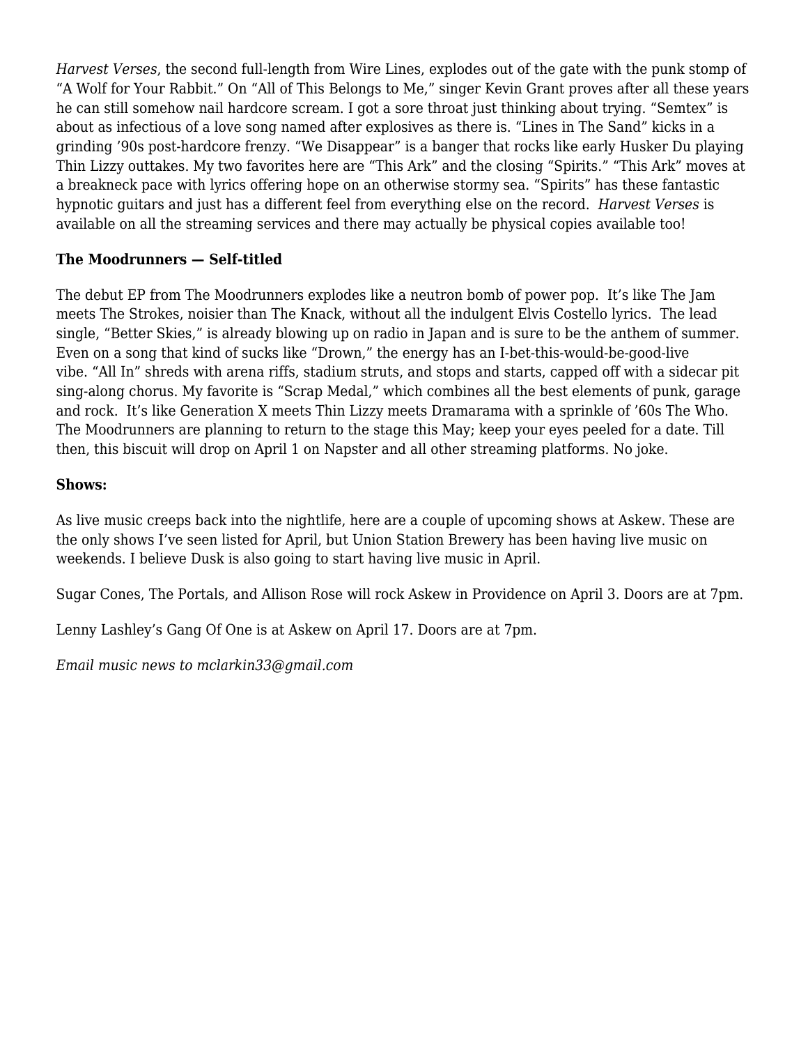*Harvest Verses*, the second full-length from Wire Lines, explodes out of the gate with the punk stomp of "A Wolf for Your Rabbit." On "All of This Belongs to Me," singer Kevin Grant proves after all these years he can still somehow nail hardcore scream. I got a sore throat just thinking about trying. "Semtex" is about as infectious of a love song named after explosives as there is. "Lines in The Sand" kicks in a grinding '90s post-hardcore frenzy. "We Disappear" is a banger that rocks like early Husker Du playing Thin Lizzy outtakes. My two favorites here are "This Ark" and the closing "Spirits." "This Ark" moves at a breakneck pace with lyrics offering hope on an otherwise stormy sea. "Spirits" has these fantastic hypnotic guitars and just has a different feel from everything else on the record. *Harvest Verses* is available on all the streaming services and there may actually be physical copies available too!

**The Moodrunners — Self-titled**

The debut EP from The Moodrunners explodes like a neutron bomb of power pop. It's like The Jam meets The Strokes, noisier than The Knack, without all the indulgent Elvis Costello lyrics. The lead single, "Better Skies," is already blowing up on radio in Japan and is sure to be the anthem of summer. Even on a song that kind of sucks like "Drown," the energy has an I-bet-this-would-be-good-live vibe. "All In" shreds with arena riffs, stadium struts, and stops and starts, capped off with a sidecar pit sing-along chorus. My favorite is "Scrap Medal," which combines all the best elements of punk, garage and rock. It's like Generation X meets Thin Lizzy meets Dramarama with a sprinkle of '60s The Who. The Moodrunners are planning to return to the stage this May; keep your eyes peeled for a date. Till then, this biscuit will drop on April 1 on Napster and all other streaming platforms. No joke.

**Shows:**

As live music creeps back into the nightlife, here are a couple of upcoming shows at Askew. These are the only shows I've seen listed for April, but Union Station Brewery has been having live music on weekends. I believe Dusk is also going to start having live music in April.

Sugar Cones, The Portals, and Allison Rose will rock Askew in Providence on April 3. Doors are at 7pm.

Lenny Lashley's Gang Of One is at Askew on April 17. Doors are at 7pm.

*Email music news to mclarkin33@gmail.com*